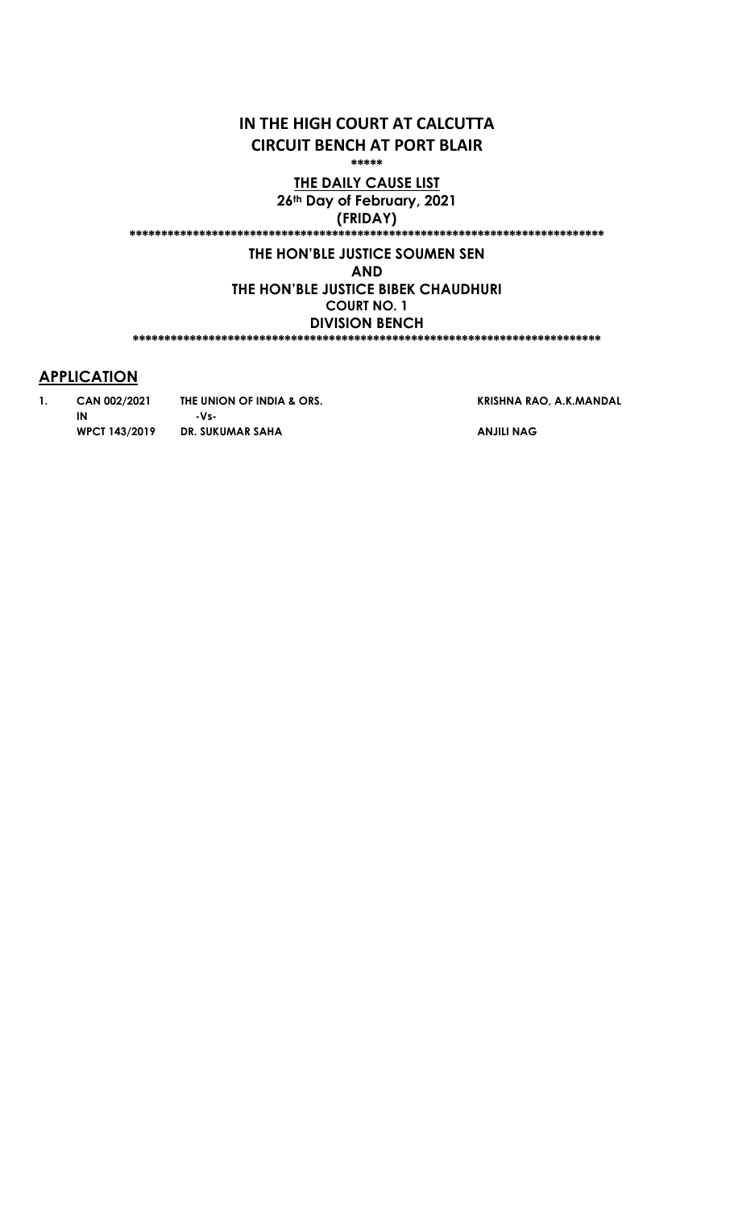# IN THE HIGH COURT AT CALCUTTA
# CIRCUIT BENCH AT PORT BLAIR

*****

**THE DAILY CAUSE LIST**

**26th Day of February, 2021**

**(FRIDAY)**

*****************************************************************************

**THE HON'BLE JUSTICE SOUMEN SEN**

**AND**

**THE HON'BLE JUSTICE BIBEK CHAUDHURI**

**COURT NO. 1**

**DIVISION BENCH**

*****************************************************************************

## APPLICATION

| | | | |
|---|---|---|---|
| **1.** | **CAN 002/2021** | **THE UNION OF INDIA & ORS.** | **KRISHNA RAO, A.K.MANDAL** |
| | **IN** | **-Vs-** | |
| | **WPCT 143/2019** | **DR. SUKUMAR SAHA** | **ANJILI NAG** |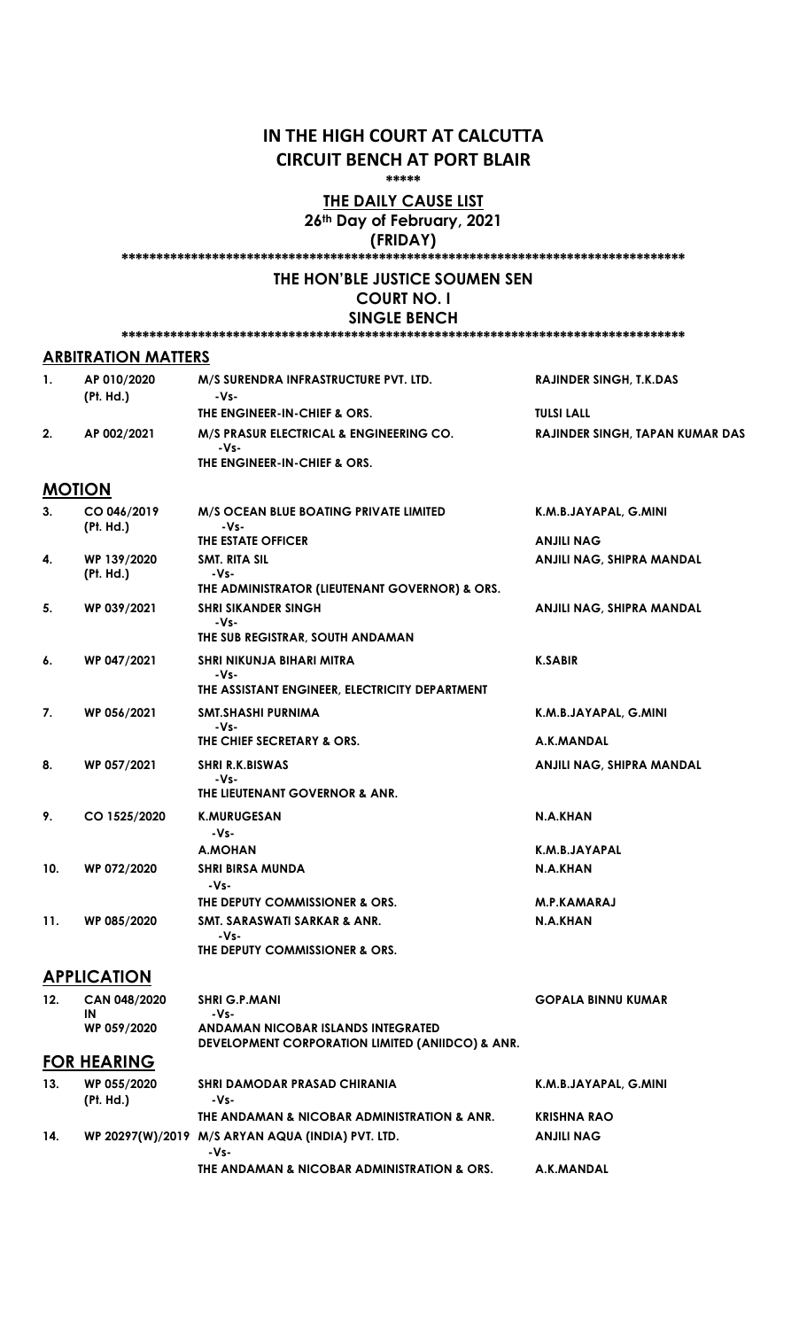# IN THE HIGH COURT AT CALCUTTA
## CIRCUIT BENCH AT PORT BLAIR

\*\*\*\*\*

**THE DAILY CAUSE LIST**

**26th Day of February, 2021**

**(FRIDAY)**

\*\*\*\*\*\*\*\*\*\*\*\*\*\*\*\*\*\*\*\*\*\*\*\*\*\*\*\*\*\*\*\*\*\*\*\*\*\*\*\*\*\*\*\*\*\*\*\*\*\*\*\*\*\*\*\*\*\*\*\*\*\*\*\*\*\*\*\*\*\*\*\*\*\*\*\*\*\*\*\*\*\*\*\*

**THE HON'BLE JUSTICE SOUMEN SEN**

**COURT NO. I**

**SINGLE BENCH**

\*\*\*\*\*\*\*\*\*\*\*\*\*\*\*\*\*\*\*\*\*\*\*\*\*\*\*\*\*\*\*\*\*\*\*\*\*\*\*\*\*\*\*\*\*\*\*\*\*\*\*\*\*\*\*\*\*\*\*\*\*\*\*\*\*\*\*\*\*\*\*\*\*\*\*\*\*\*\*\*\*\*\*\*

### ARBITRATION MATTERS

| | | | |
|---|---|---|---|
| 1. | AP 010/2020 (Pt. Hd.) | M/S SURENDRA INFRASTRUCTURE PVT. LTD. -Vs- THE ENGINEER-IN-CHIEF & ORS. | RAJINDER SINGH, T.K.DAS / TULSI LALL |
| 2. | AP 002/2021 | M/S PRASUR ELECTRICAL & ENGINEERING CO. -Vs- THE ENGINEER-IN-CHIEF & ORS. | RAJINDER SINGH, TAPAN KUMAR DAS |

### MOTION

| | | | |
|---|---|---|---|
| 3. | CO 046/2019 (Pt. Hd.) | M/S OCEAN BLUE BOATING PRIVATE LIMITED -Vs- THE ESTATE OFFICER | K.M.B.JAYAPAL, G.MINI / ANJILI NAG |
| 4. | WP 139/2020 (Pt. Hd.) | SMT. RITA SIL -Vs- THE ADMINISTRATOR (LIEUTENANT GOVERNOR) & ORS. | ANJILI NAG, SHIPRA MANDAL |
| 5. | WP 039/2021 | SHRI SIKANDER SINGH -Vs- THE SUB REGISTRAR, SOUTH ANDAMAN | ANJILI NAG, SHIPRA MANDAL |
| 6. | WP 047/2021 | SHRI NIKUNJA BIHARI MITRA -Vs- THE ASSISTANT ENGINEER, ELECTRICITY DEPARTMENT | K.SABIR |
| 7. | WP 056/2021 | SMT.SHASHI PURNIMA -Vs- THE CHIEF SECRETARY & ORS. | K.M.B.JAYAPAL, G.MINI / A.K.MANDAL |
| 8. | WP 057/2021 | SHRI R.K.BISWAS -Vs- THE LIEUTENANT GOVERNOR & ANR. | ANJILI NAG, SHIPRA MANDAL |
| 9. | CO 1525/2020 | K.MURUGESAN -Vs- A.MOHAN | N.A.KHAN / K.M.B.JAYAPAL |
| 10. | WP 072/2020 | SHRI BIRSA MUNDA -Vs- THE DEPUTY COMMISSIONER & ORS. | N.A.KHAN / M.P.KAMARAJ |
| 11. | WP 085/2020 | SMT. SARASWATI SARKAR & ANR. -Vs- THE DEPUTY COMMISSIONER & ORS. | N.A.KHAN |

### APPLICATION

| | | | |
|---|---|---|---|
| 12. | CAN 048/2020 IN WP 059/2020 | SHRI G.P.MANI -Vs- ANDAMAN NICOBAR ISLANDS INTEGRATED DEVELOPMENT CORPORATION LIMITED (ANIIDCO) & ANR. | GOPALA BINNU KUMAR |

### FOR HEARING

| | | | |
|---|---|---|---|
| 13. | WP 055/2020 (Pt. Hd.) | SHRI DAMODAR PRASAD CHIRANIA -Vs- THE ANDAMAN & NICOBAR ADMINISTRATION & ANR. | K.M.B.JAYAPAL, G.MINI / KRISHNA RAO |
| 14. | WP 20297(W)/2019 | M/S ARYAN AQUA (INDIA) PVT. LTD. -Vs- THE ANDAMAN & NICOBAR ADMINISTRATION & ORS. | ANJILI NAG / A.K.MANDAL |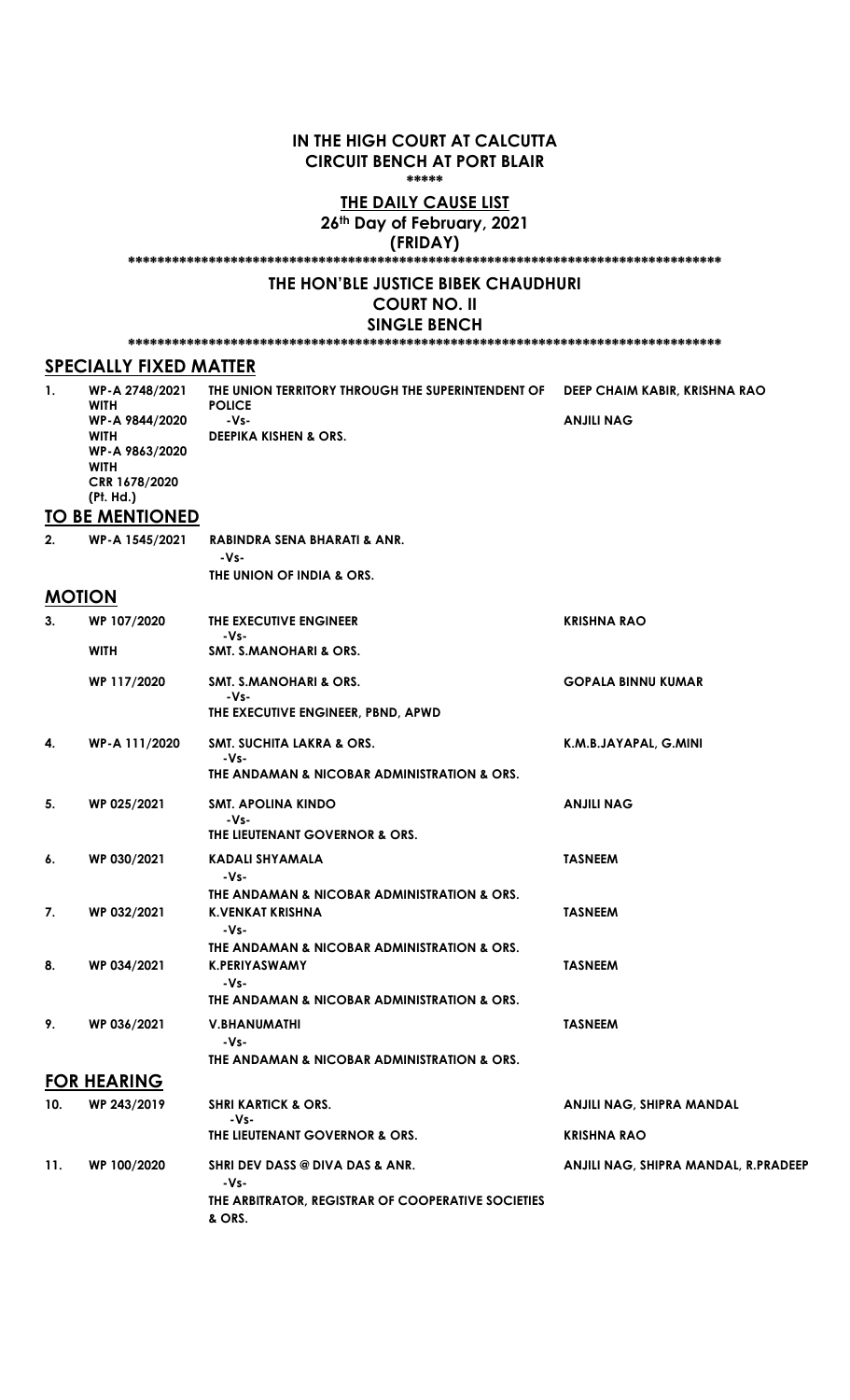# IN THE HIGH COURT AT CALCUTTA
## CIRCUIT BENCH AT PORT BLAIR

\*\*\*\*\*

**THE DAILY CAUSE LIST**

**26th Day of February, 2021**

**(FRIDAY)**

\*\*\*\*\*\*\*\*\*\*\*\*\*\*\*\*\*\*\*\*\*\*\*\*\*\*\*\*\*\*\*\*\*\*\*\*\*\*\*\*\*\*\*\*\*\*\*\*\*\*\*\*\*\*\*\*\*\*\*\*\*\*\*\*\*\*\*\*\*\*\*\*\*\*\*\*\*\*\*\*\*\*\*\*\*\*

## THE HON'BLE JUSTICE BIBEK CHAUDHURI
## COURT NO. II
## SINGLE BENCH

\*\*\*\*\*\*\*\*\*\*\*\*\*\*\*\*\*\*\*\*\*\*\*\*\*\*\*\*\*\*\*\*\*\*\*\*\*\*\*\*\*\*\*\*\*\*\*\*\*\*\*\*\*\*\*\*\*\*\*\*\*\*\*\*\*\*\*\*\*\*\*\*\*\*\*\*\*\*\*\*\*\*\*\*\*\*

### SPECIALLY FIXED MATTER

| | | | |
|---|---|---|---|
| 1. | WP-A 2748/2021 WITH WP-A 9844/2020 WITH WP-A 9863/2020 WITH CRR 1678/2020 (Pt. Hd.) | THE UNION TERRITORY THROUGH THE SUPERINTENDENT OF POLICE -Vs- DEEPIKA KISHEN & ORS. | DEEP CHAIM KABIR, KRISHNA RAO / ANJILI NAG |

### TO BE MENTIONED

| | | | |
|---|---|---|---|
| 2. | WP-A 1545/2021 | RABINDRA SENA BHARATI & ANR. -Vs- THE UNION OF INDIA & ORS. | |

### MOTION

| | | | |
|---|---|---|---|
| 3. | WP 107/2020 WITH | THE EXECUTIVE ENGINEER -Vs- SMT. S.MANOHARI & ORS. | KRISHNA RAO |
| | WP 117/2020 | SMT. S.MANOHARI & ORS. -Vs- THE EXECUTIVE ENGINEER, PBND, APWD | GOPALA BINNU KUMAR |
| 4. | WP-A 111/2020 | SMT. SUCHITA LAKRA & ORS. -Vs- THE ANDAMAN & NICOBAR ADMINISTRATION & ORS. | K.M.B.JAYAPAL, G.MINI |
| 5. | WP 025/2021 | SMT. APOLINA KINDO -Vs- THE LIEUTENANT GOVERNOR & ORS. | ANJILI NAG |
| 6. | WP 030/2021 | KADALI SHYAMALA -Vs- THE ANDAMAN & NICOBAR ADMINISTRATION & ORS. | TASNEEM |
| 7. | WP 032/2021 | K.VENKAT KRISHNA -Vs- THE ANDAMAN & NICOBAR ADMINISTRATION & ORS. | TASNEEM |
| 8. | WP 034/2021 | K.PERIYASWAMY -Vs- THE ANDAMAN & NICOBAR ADMINISTRATION & ORS. | TASNEEM |
| 9. | WP 036/2021 | V.BHANUMATHI -Vs- THE ANDAMAN & NICOBAR ADMINISTRATION & ORS. | TASNEEM |

### FOR HEARING

| | | | |
|---|---|---|---|
| 10. | WP 243/2019 | SHRI KARTICK & ORS. -Vs- THE LIEUTENANT GOVERNOR & ORS. | ANJILI NAG, SHIPRA MANDAL / KRISHNA RAO |
| 11. | WP 100/2020 | SHRI DEV DASS @ DIVA DAS & ANR. -Vs- THE ARBITRATOR, REGISTRAR OF COOPERATIVE SOCIETIES & ORS. | ANJILI NAG, SHIPRA MANDAL, R.PRADEEP |